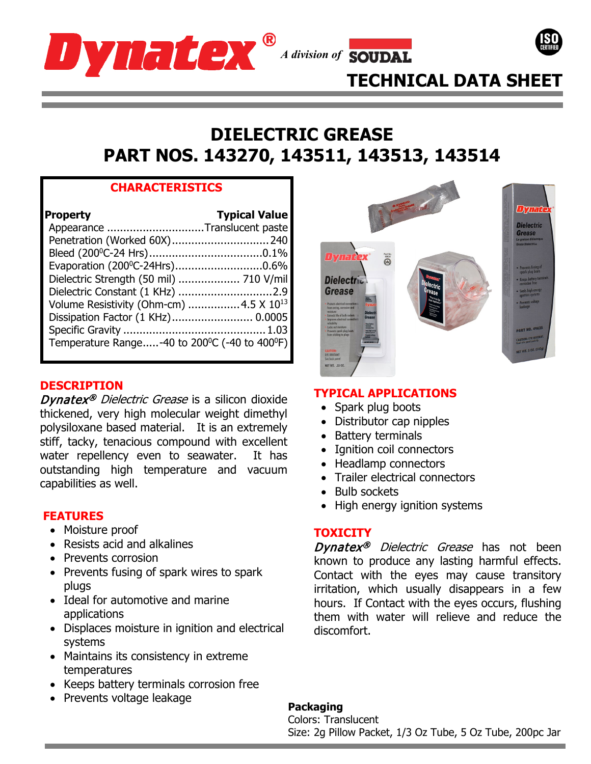Dynatex® A division of SOUDAL

# TECHNICAL DATA SHEET

# DIELECTRIC GREASE
# PART NOS. 143270, 143511, 143513, 143514

## CHARACTERISTICS

| Property | Typical Value |
|---|---|
| Appearance | Translucent paste |
| Penetration (Worked 60X) | 240 |
| Bleed (200°C-24 Hrs) | 0.1% |
| Evaporation (200°C-24Hrs) | 0.6% |
| Dielectric Strength (50 mil) | 710 V/mil |
| Dielectric Constant (1 KHz) | 2.9 |
| Volume Resistivity (Ohm-cm) | $4.5 \times 10^{13}$ |
| Dissipation Factor (1 KHz) | 0.0005 |
| Specific Gravity | 1.03 |
| Temperature Range | -40 to 200°C (-40 to 400°F) |

## DESCRIPTION

*Dynatex® Dielectric Grease* is a silicon dioxide thickened, very high molecular weight dimethyl polysiloxane based material. It is an extremely stiff, tacky, tenacious compound with excellent water repellency even to seawater. It has outstanding high temperature and vacuum capabilities as well.

## FEATURES

- Moisture proof
- Resists acid and alkalines
- Prevents corrosion
- Prevents fusing of spark wires to spark plugs
- Ideal for automotive and marine applications
- Displaces moisture in ignition and electrical systems
- Maintains its consistency in extreme temperatures
- Keeps battery terminals corrosion free
- Prevents voltage leakage

## TYPICAL APPLICATIONS

- Spark plug boots
- Distributor cap nipples
- Battery terminals
- Ignition coil connectors
- Headlamp connectors
- Trailer electrical connectors
- Bulb sockets
- High energy ignition systems

## TOXICITY

*Dynatex® Dielectric Grease* has not been known to produce any lasting harmful effects. Contact with the eyes may cause transitory irritation, which usually disappears in a few hours. If Contact with the eyes occurs, flushing them with water will relieve and reduce the discomfort.

**Packaging**
Colors: Translucent
Size: 2g Pillow Packet, 1/3 Oz Tube, 5 Oz Tube, 200pc Jar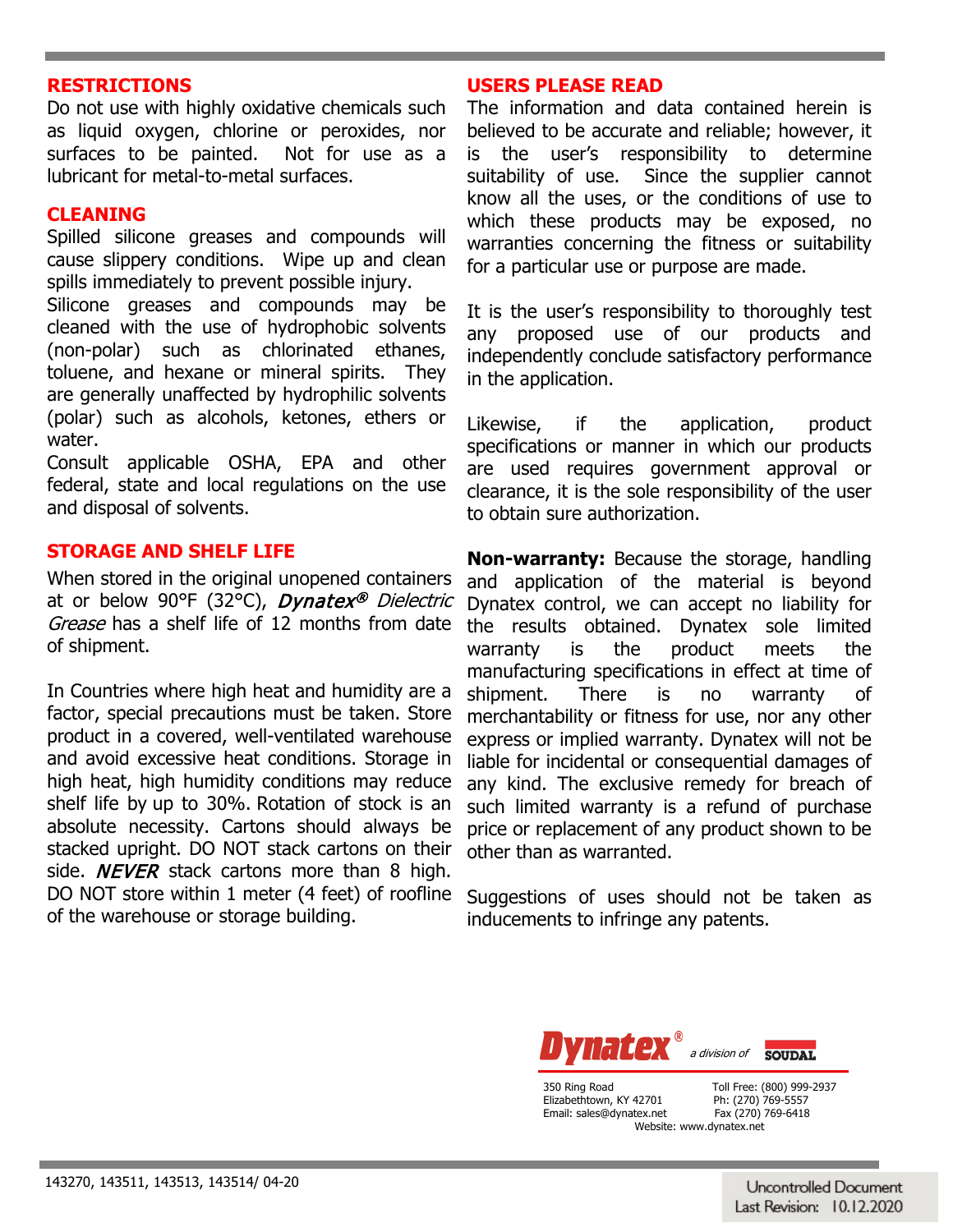## RESTRICTIONS

Do not use with highly oxidative chemicals such as liquid oxygen, chlorine or peroxides, nor surfaces to be painted. Not for use as a lubricant for metal-to-metal surfaces.

## CLEANING

Spilled silicone greases and compounds will cause slippery conditions. Wipe up and clean spills immediately to prevent possible injury.

Silicone greases and compounds may be cleaned with the use of hydrophobic solvents (non-polar) such as chlorinated ethanes, toluene, and hexane or mineral spirits. They are generally unaffected by hydrophilic solvents (polar) such as alcohols, ketones, ethers or water.

Consult applicable OSHA, EPA and other federal, state and local regulations on the use and disposal of solvents.

## STORAGE AND SHELF LIFE

When stored in the original unopened containers at or below 90°F (32°C), *Dynatex® Dielectric Grease* has a shelf life of 12 months from date of shipment.

In Countries where high heat and humidity are a factor, special precautions must be taken. Store product in a covered, well-ventilated warehouse and avoid excessive heat conditions. Storage in high heat, high humidity conditions may reduce shelf life by up to 30%. Rotation of stock is an absolute necessity. Cartons should always be stacked upright. DO NOT stack cartons on their side. ***NEVER*** stack cartons more than 8 high. DO NOT store within 1 meter (4 feet) of roofline of the warehouse or storage building.

## USERS PLEASE READ

The information and data contained herein is believed to be accurate and reliable; however, it is the user's responsibility to determine suitability of use. Since the supplier cannot know all the uses, or the conditions of use to which these products may be exposed, no warranties concerning the fitness or suitability for a particular use or purpose are made.

It is the user's responsibility to thoroughly test any proposed use of our products and independently conclude satisfactory performance in the application.

Likewise, if the application, product specifications or manner in which our products are used requires government approval or clearance, it is the sole responsibility of the user to obtain sure authorization.

**Non-warranty:** Because the storage, handling and application of the material is beyond Dynatex control, we can accept no liability for the results obtained. Dynatex sole limited warranty is the product meets the manufacturing specifications in effect at time of shipment. There is no warranty of merchantability or fitness for use, nor any other express or implied warranty. Dynatex will not be liable for incidental or consequential damages of any kind. The exclusive remedy for breach of such limited warranty is a refund of purchase price or replacement of any product shown to be other than as warranted.

Suggestions of uses should not be taken as inducements to infringe any patents.

Dynatex® *a division of* SOUDAL

350 Ring Road
Elizabethtown, KY 42701
Email: sales@dynatex.net

Toll Free: (800) 999-2937
Ph: (270) 769-5557
Fax (270) 769-6418

Website: www.dynatex.net

143270, 143511, 143513, 143514/ 04-20

Uncontrolled Document
Last Revision: 10.12.2020